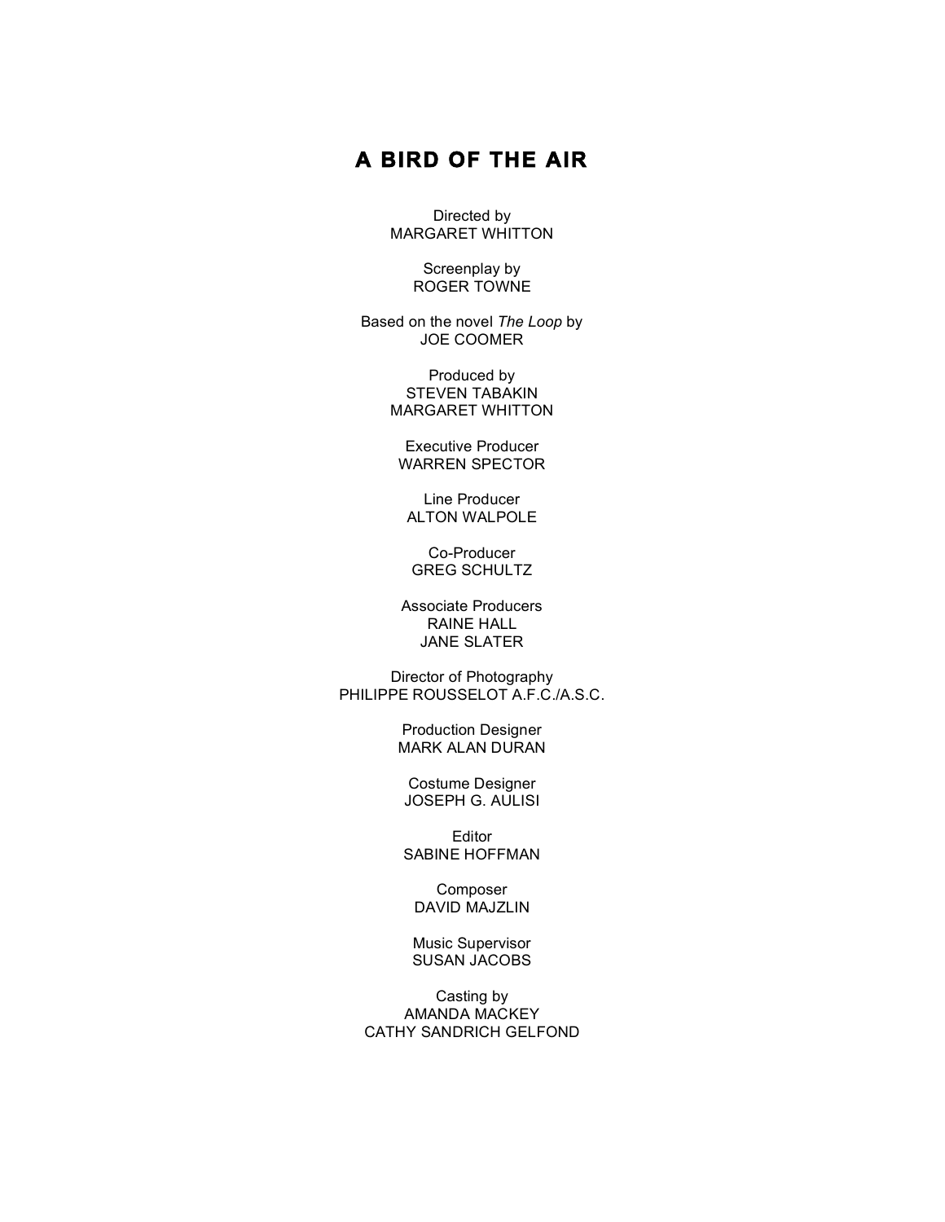# A BIRD OF THE AIR

Directed by
MARGARET WHITTON

Screenplay by
ROGER TOWNE

Based on the novel *The Loop* by
JOE COOMER

Produced by
STEVEN TABAKIN
MARGARET WHITTON

Executive Producer
WARREN SPECTOR

Line Producer
ALTON WALPOLE

Co-Producer
GREG SCHULTZ

Associate Producers
RAINE HALL
JANE SLATER

Director of Photography
PHILIPPE ROUSSELOT A.F.C./A.S.C.

Production Designer
MARK ALAN DURAN

Costume Designer
JOSEPH G. AULISI

Editor
SABINE HOFFMAN

Composer
DAVID MAJZLIN

Music Supervisor
SUSAN JACOBS

Casting by
AMANDA MACKEY
CATHY SANDRICH GELFOND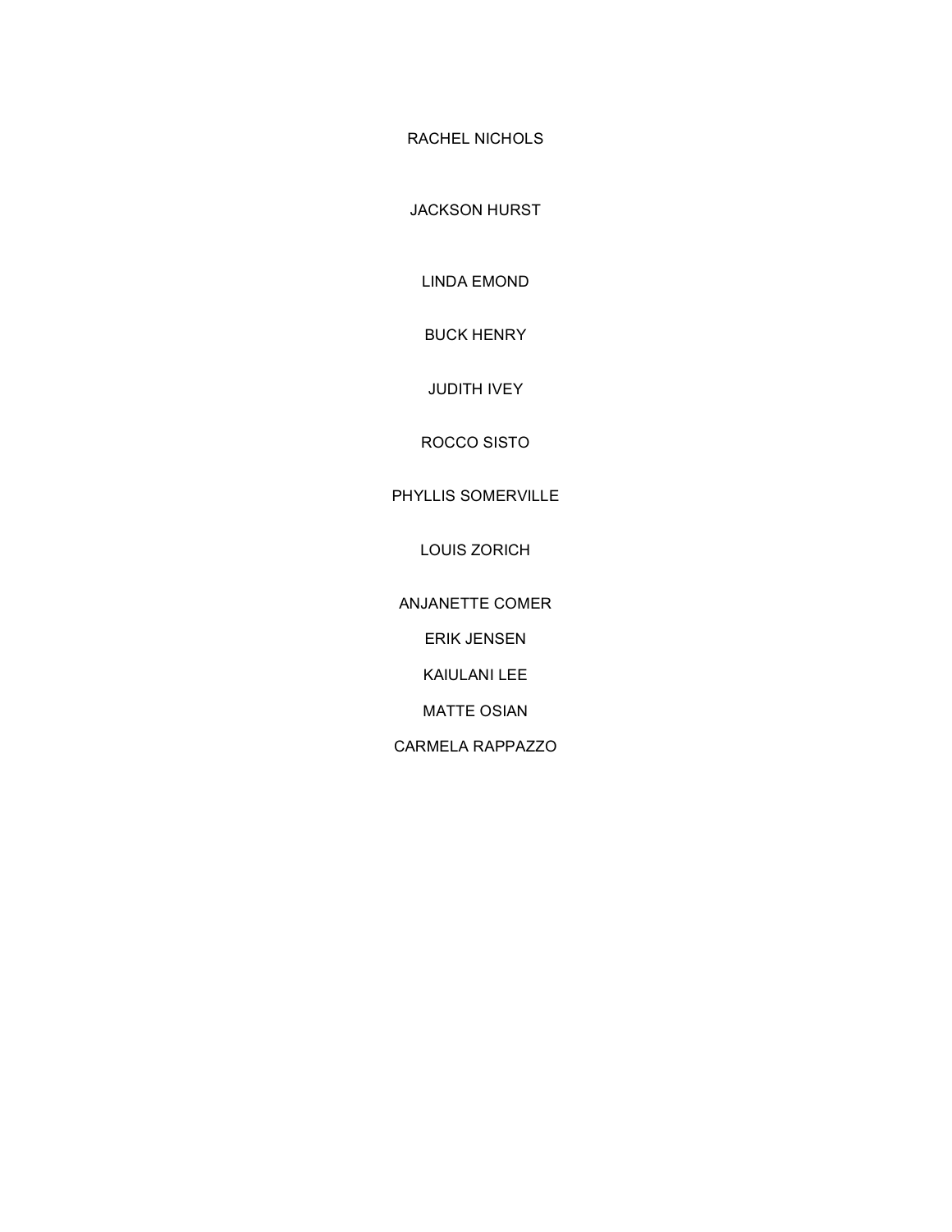RACHEL NICHOLS

JACKSON HURST

LINDA EMOND

BUCK HENRY

JUDITH IVEY

ROCCO SISTO

PHYLLIS SOMERVILLE

LOUIS ZORICH

ANJANETTE COMER

ERIK JENSEN

KAIULANI LEE

MATTE OSIAN

CARMELA RAPPAZZO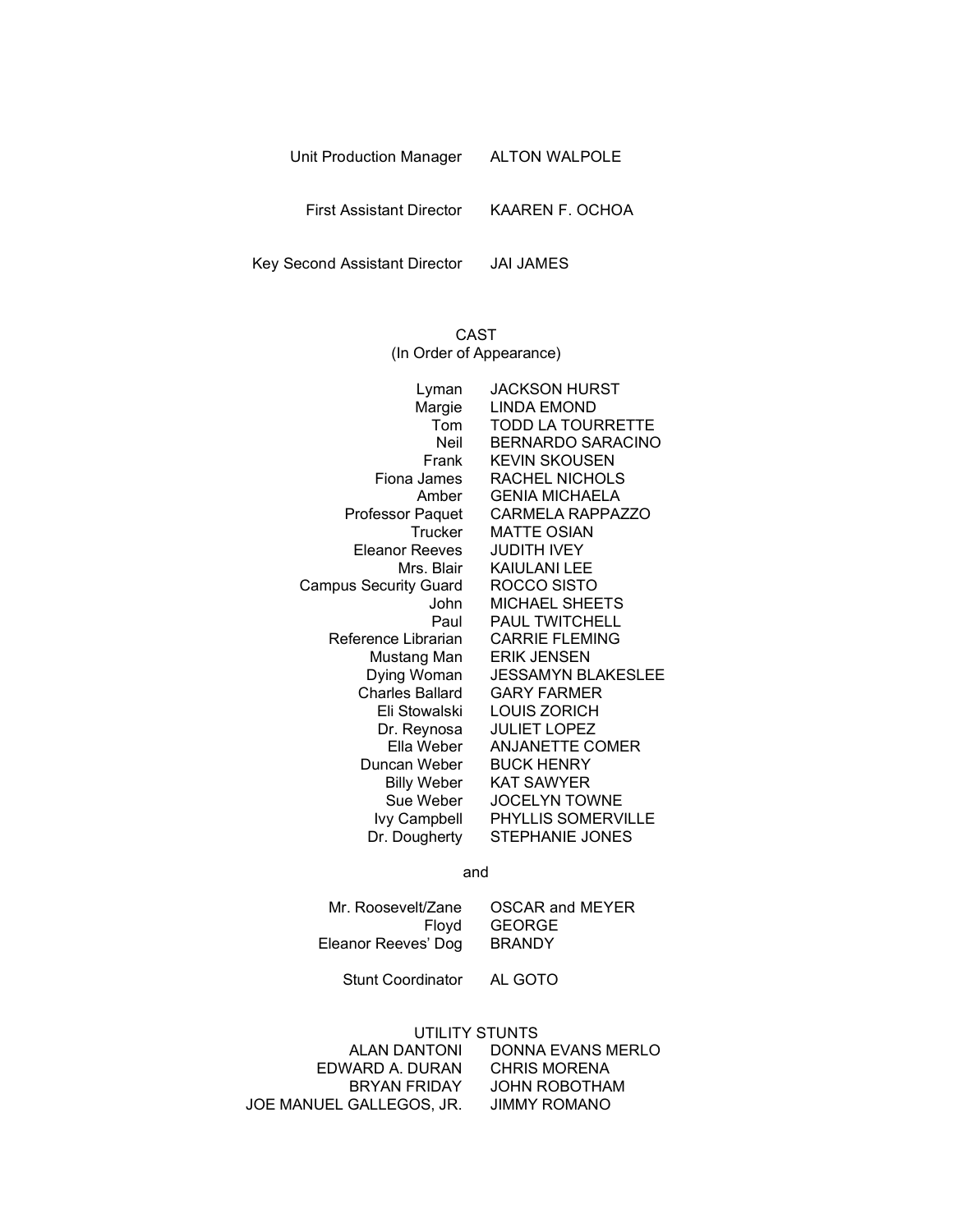| | |
|---|---|
| Unit Production Manager | ALTON WALPOLE |
| First Assistant Director | KAAREN F. OCHOA |
| Key Second Assistant Director | JAI JAMES |

## CAST
(In Order of Appearance)

| | |
|---|---|
| Lyman | JACKSON HURST |
| Margie | LINDA EMOND |
| Tom | TODD LA TOURRETTE |
| Neil | BERNARDO SARACINO |
| Frank | KEVIN SKOUSEN |
| Fiona James | RACHEL NICHOLS |
| Amber | GENIA MICHAELA |
| Professor Paquet | CARMELA RAPPAZZO |
| Trucker | MATTE OSIAN |
| Eleanor Reeves | JUDITH IVEY |
| Mrs. Blair | KAIULANI LEE |
| Campus Security Guard | ROCCO SISTO |
| John | MICHAEL SHEETS |
| Paul | PAUL TWITCHELL |
| Reference Librarian | CARRIE FLEMING |
| Mustang Man | ERIK JENSEN |
| Dying Woman | JESSAMYN BLAKESLEE |
| Charles Ballard | GARY FARMER |
| Eli Stowalski | LOUIS ZORICH |
| Dr. Reynosa | JULIET LOPEZ |
| Ella Weber | ANJANETTE COMER |
| Duncan Weber | BUCK HENRY |
| Billy Weber | KAT SAWYER |
| Sue Weber | JOCELYN TOWNE |
| Ivy Campbell | PHYLLIS SOMERVILLE |
| Dr. Dougherty | STEPHANIE JONES |

and

| | |
|---|---|
| Mr. Roosevelt/Zane | OSCAR and MEYER |
| Floyd | GEORGE |
| Eleanor Reeves' Dog | BRANDY |
| Stunt Coordinator | AL GOTO |

## UTILITY STUNTS

| | |
|---|---|
| ALAN DANTONI | DONNA EVANS MERLO |
| EDWARD A. DURAN | CHRIS MORENA |
| BRYAN FRIDAY | JOHN ROBOTHAM |
| JOE MANUEL GALLEGOS, JR. | JIMMY ROMANO |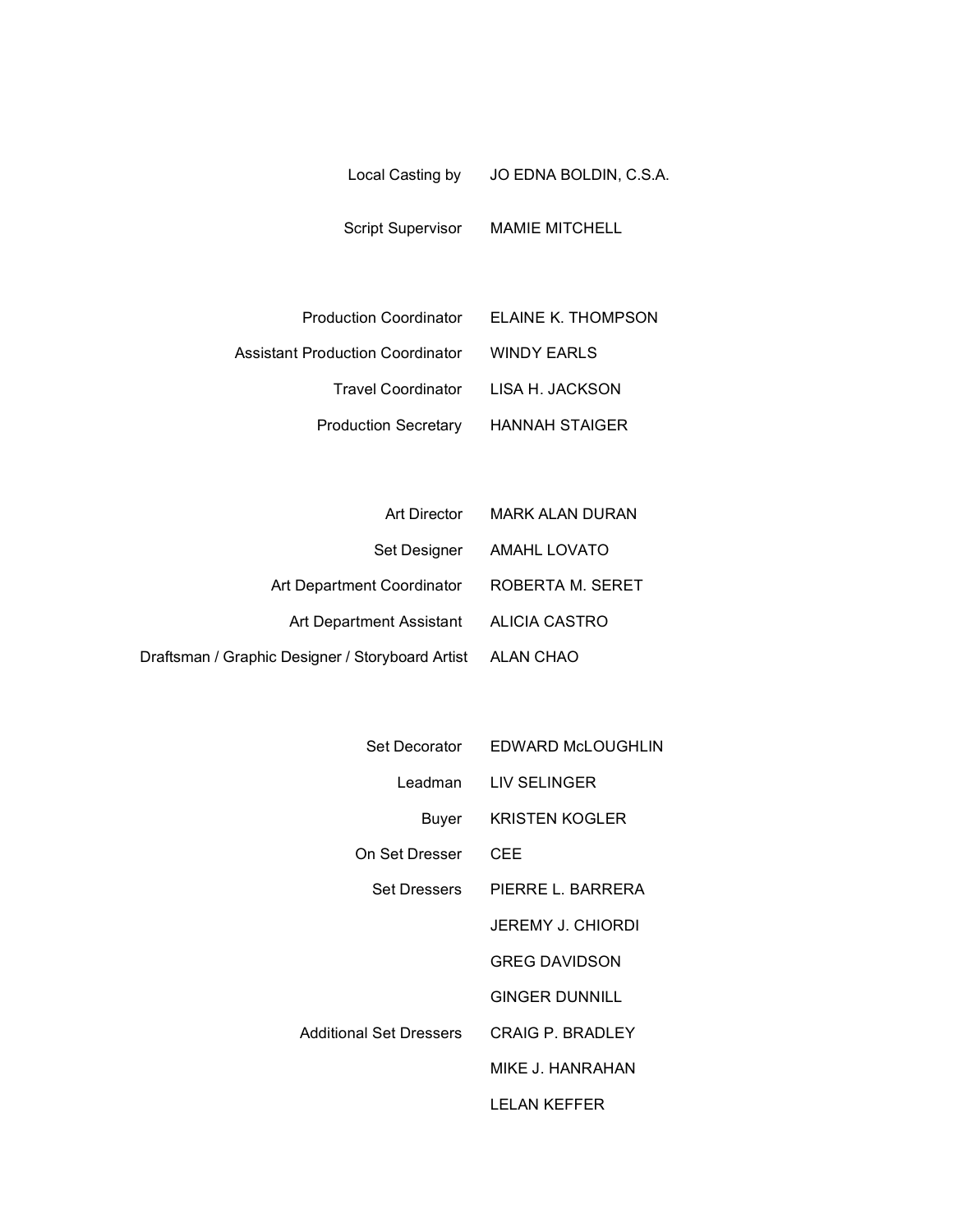| | |
|---|---|
| Local Casting by | JO EDNA BOLDIN, C.S.A. |
| | |
| Script Supervisor | MAMIE MITCHELL |
| | |
| Production Coordinator | ELAINE K. THOMPSON |
| Assistant Production Coordinator | WINDY EARLS |
| Travel Coordinator | LISA H. JACKSON |
| Production Secretary | HANNAH STAIGER |
| | |
| Art Director | MARK ALAN DURAN |
| Set Designer | AMAHL LOVATO |
| Art Department Coordinator | ROBERTA M. SERET |
| Art Department Assistant | ALICIA CASTRO |
| Draftsman / Graphic Designer / Storyboard Artist | ALAN CHAO |
| | |
| Set Decorator | EDWARD McLOUGHLIN |
| Leadman | LIV SELINGER |
| Buyer | KRISTEN KOGLER |
| On Set Dresser | CEE |
| Set Dressers | PIERRE L. BARRERA |
| | JEREMY J. CHIORDI |
| | GREG DAVIDSON |
| | GINGER DUNNILL |
| Additional Set Dressers | CRAIG P. BRADLEY |
| | MIKE J. HANRAHAN |
| | LELAN KEFFER |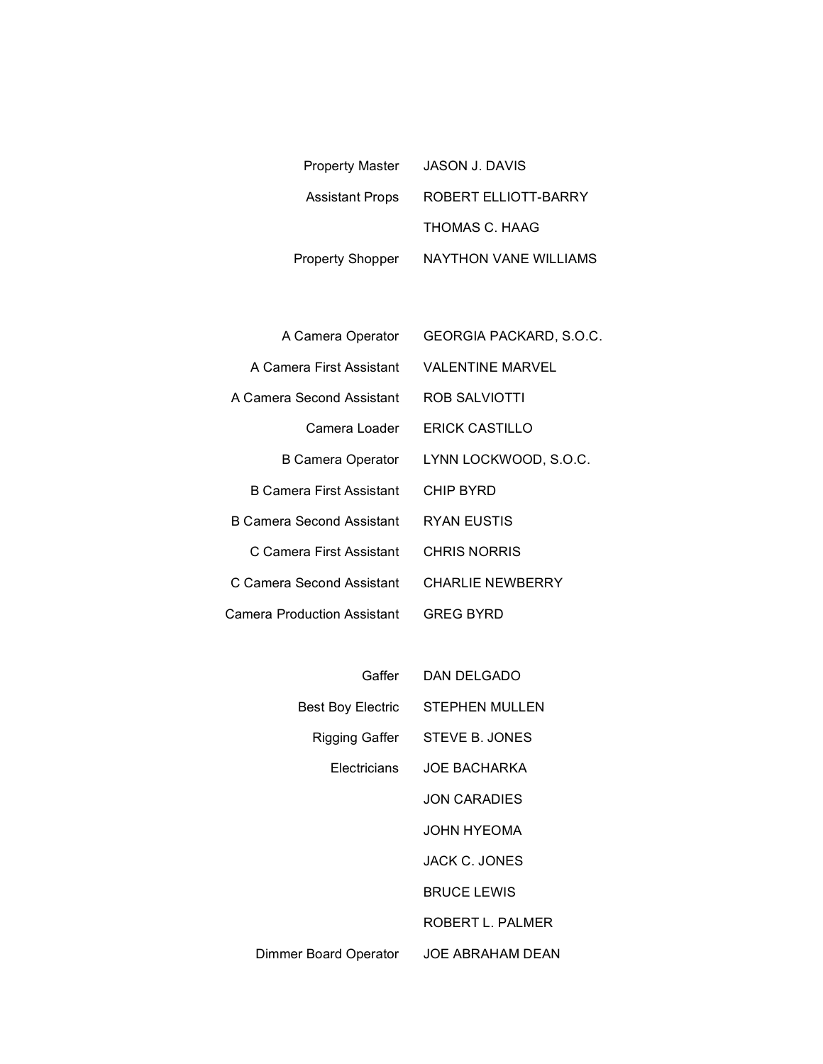| | |
|---|---|
| Property Master | JASON J. DAVIS |
| Assistant Props | ROBERT ELLIOTT-BARRY |
| | THOMAS C. HAAG |
| Property Shopper | NAYTHON VANE WILLIAMS |

| | |
|---|---|
| A Camera Operator | GEORGIA PACKARD, S.O.C. |
| A Camera First Assistant | VALENTINE MARVEL |
| A Camera Second Assistant | ROB SALVIOTTI |
| Camera Loader | ERICK CASTILLO |
| B Camera Operator | LYNN LOCKWOOD, S.O.C. |
| B Camera First Assistant | CHIP BYRD |
| B Camera Second Assistant | RYAN EUSTIS |
| C Camera First Assistant | CHRIS NORRIS |
| C Camera Second Assistant | CHARLIE NEWBERRY |
| Camera Production Assistant | GREG BYRD |

| | |
|---|---|
| Gaffer | DAN DELGADO |
| Best Boy Electric | STEPHEN MULLEN |
| Rigging Gaffer | STEVE B. JONES |
| Electricians | JOE BACHARKA |
| | JON CARADIES |
| | JOHN HYEOMA |
| | JACK C. JONES |
| | BRUCE LEWIS |
| | ROBERT L. PALMER |
| Dimmer Board Operator | JOE ABRAHAM DEAN |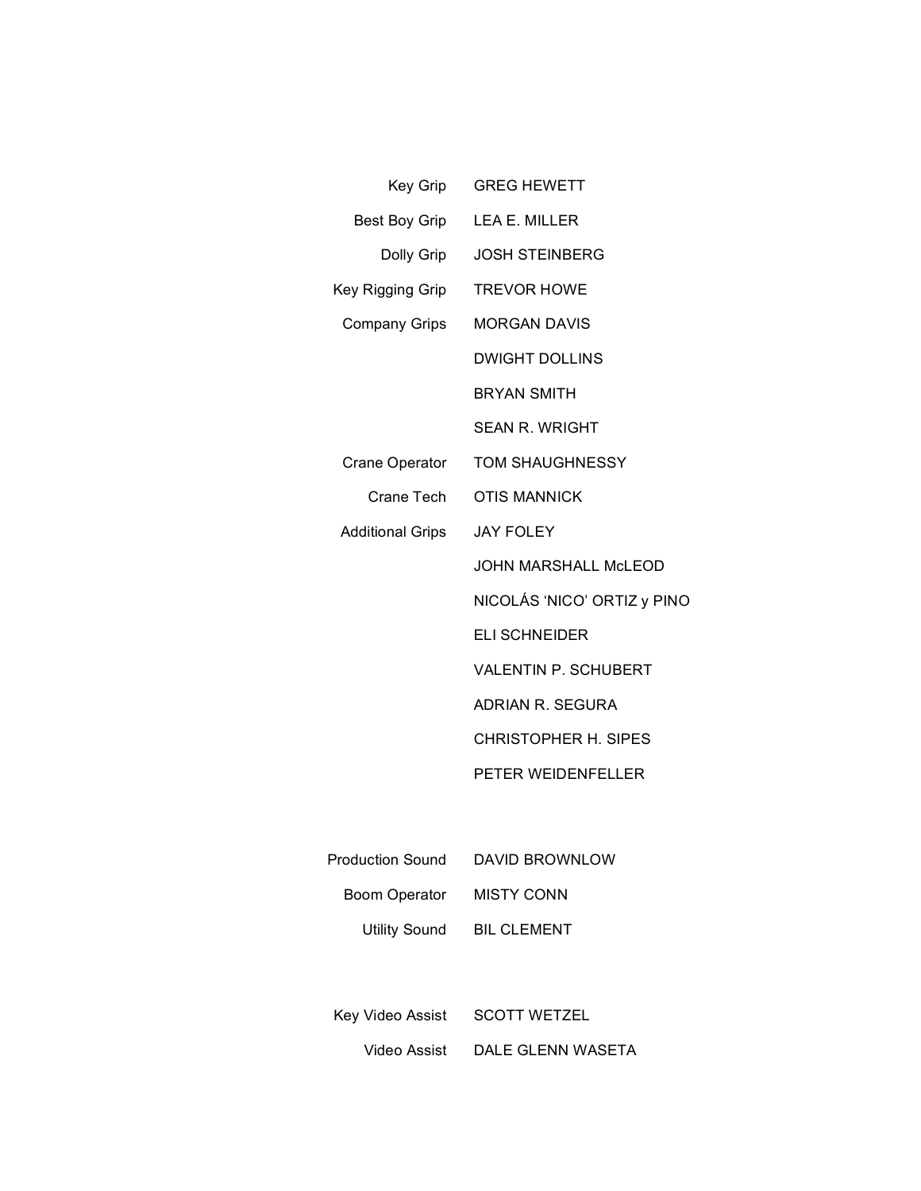| | |
|---|---|
| Key Grip | GREG HEWETT |
| Best Boy Grip | LEA E. MILLER |
| Dolly Grip | JOSH STEINBERG |
| Key Rigging Grip | TREVOR HOWE |
| Company Grips | MORGAN DAVIS |
| | DWIGHT DOLLINS |
| | BRYAN SMITH |
| | SEAN R. WRIGHT |
| Crane Operator | TOM SHAUGHNESSY |
| Crane Tech | OTIS MANNICK |
| Additional Grips | JAY FOLEY |
| | JOHN MARSHALL McLEOD |
| | NICOLÁS 'NICO' ORTIZ y PINO |
| | ELI SCHNEIDER |
| | VALENTIN P. SCHUBERT |
| | ADRIAN R. SEGURA |
| | CHRISTOPHER H. SIPES |
| | PETER WEIDENFELLER |

| | |
|---|---|
| Production Sound | DAVID BROWNLOW |
| Boom Operator | MISTY CONN |
| Utility Sound | BIL CLEMENT |

| | |
|---|---|
| Key Video Assist | SCOTT WETZEL |
| Video Assist | DALE GLENN WASETA |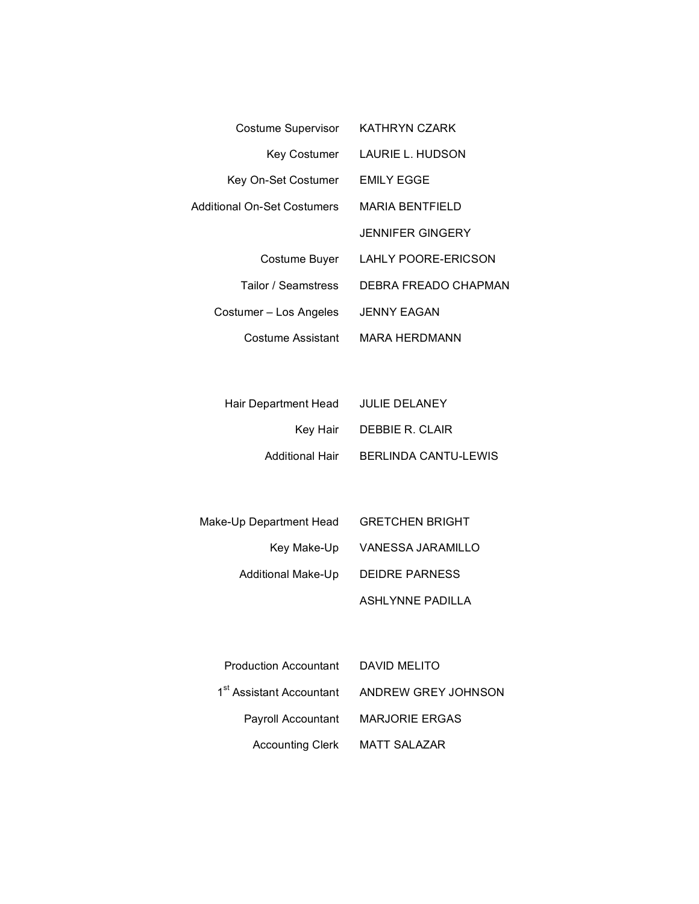| | |
|---|---|
| Costume Supervisor | KATHRYN CZARK |
| Key Costumer | LAURIE L. HUDSON |
| Key On-Set Costumer | EMILY EGGE |
| Additional On-Set Costumers | MARIA BENTFIELD |
| | JENNIFER GINGERY |
| Costume Buyer | LAHLY POORE-ERICSON |
| Tailor / Seamstress | DEBRA FREADO CHAPMAN |
| Costumer – Los Angeles | JENNY EAGAN |
| Costume Assistant | MARA HERDMANN |

| | |
|---|---|
| Hair Department Head | JULIE DELANEY |
| Key Hair | DEBBIE R. CLAIR |
| Additional Hair | BERLINDA CANTU-LEWIS |

| | |
|---|---|
| Make-Up Department Head | GRETCHEN BRIGHT |
| Key Make-Up | VANESSA JARAMILLO |
| Additional Make-Up | DEIDRE PARNESS |
| | ASHLYNNE PADILLA |

| | |
|---|---|
| Production Accountant | DAVID MELITO |
| 1st Assistant Accountant | ANDREW GREY JOHNSON |
| Payroll Accountant | MARJORIE ERGAS |
| Accounting Clerk | MATT SALAZAR |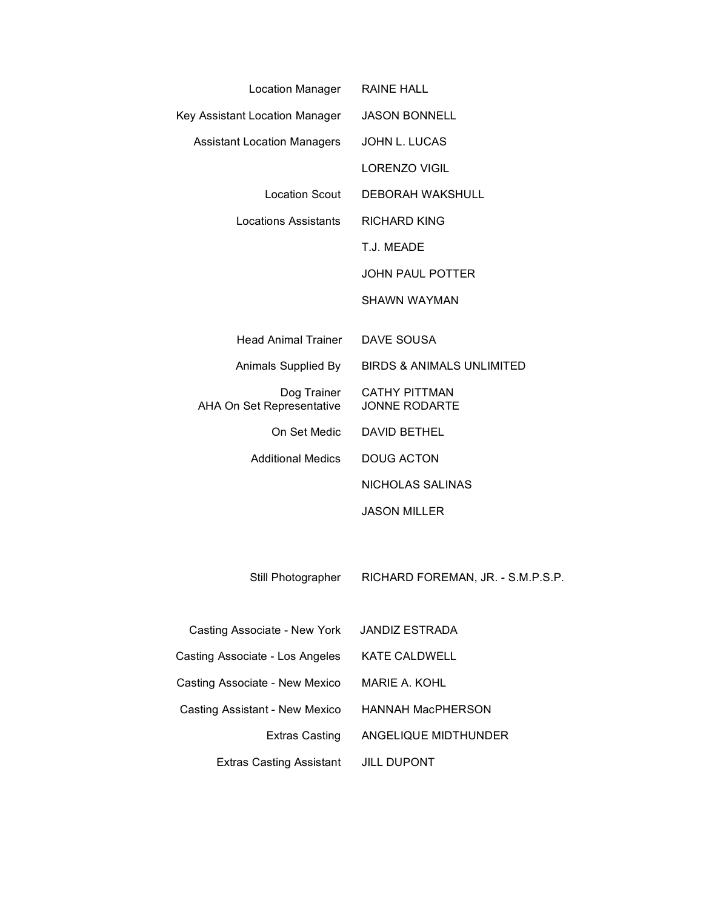| | |
|---|---|
| Location Manager | RAINE HALL |
| Key Assistant Location Manager | JASON BONNELL |
| Assistant Location Managers | JOHN L. LUCAS |
| | LORENZO VIGIL |
| Location Scout | DEBORAH WAKSHULL |
| Locations Assistants | RICHARD KING |
| | T.J. MEADE |
| | JOHN PAUL POTTER |
| | SHAWN WAYMAN |
| | |
| Head Animal Trainer | DAVE SOUSA |
| Animals Supplied By | BIRDS & ANIMALS UNLIMITED |
| Dog Trainer | CATHY PITTMAN |
| AHA On Set Representative | JONNE RODARTE |
| On Set Medic | DAVID BETHEL |
| Additional Medics | DOUG ACTON |
| | NICHOLAS SALINAS |
| | JASON MILLER |
| | |
| Still Photographer | RICHARD FOREMAN, JR. - S.M.P.S.P. |
| | |
| Casting Associate - New York | JANDIZ ESTRADA |
| Casting Associate - Los Angeles | KATE CALDWELL |
| Casting Associate - New Mexico | MARIE A. KOHL |
| Casting Assistant - New Mexico | HANNAH MacPHERSON |
| Extras Casting | ANGELIQUE MIDTHUNDER |
| Extras Casting Assistant | JILL DUPONT |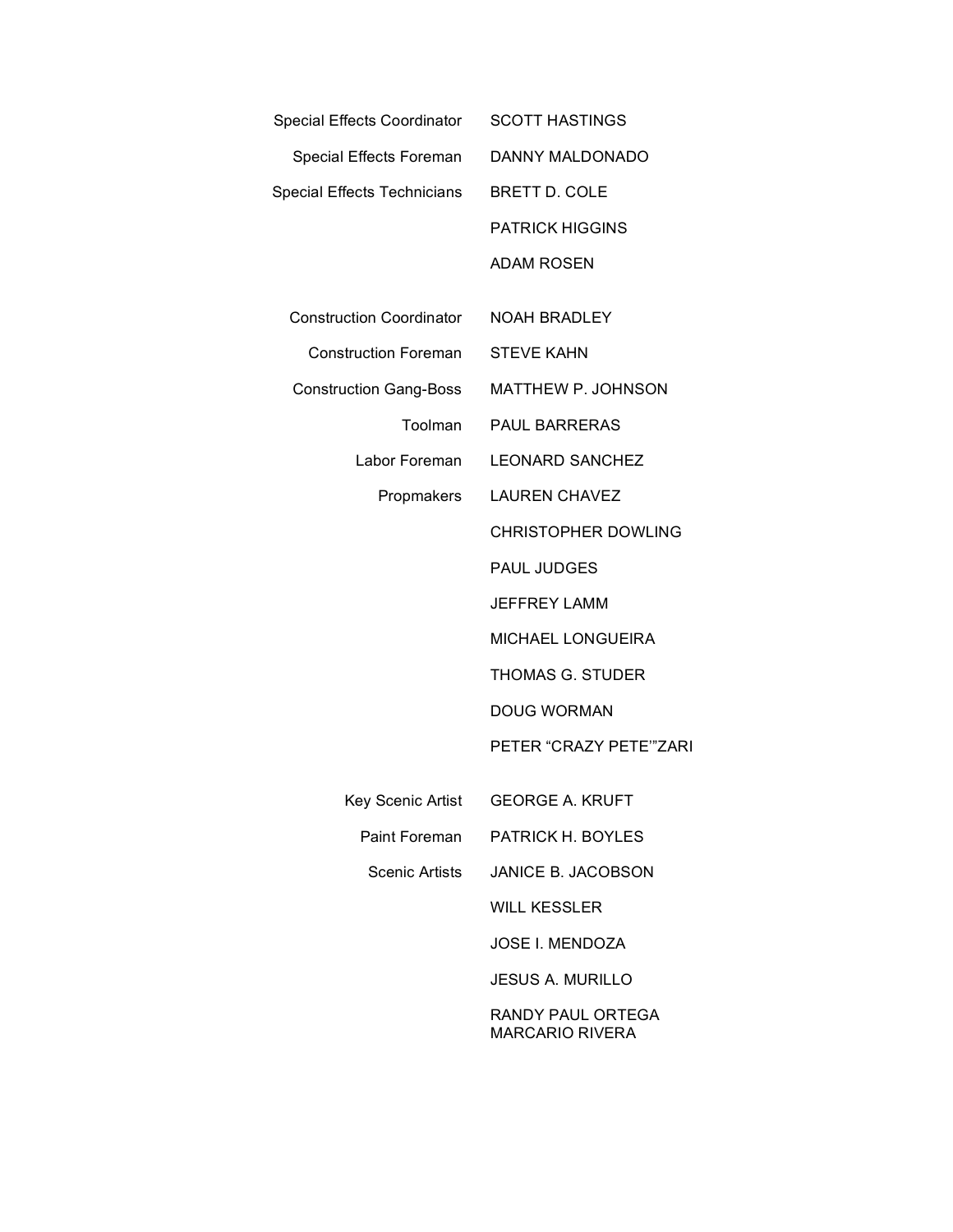| | |
|---|---|
| Special Effects Coordinator | SCOTT HASTINGS |
| Special Effects Foreman | DANNY MALDONADO |
| Special Effects Technicians | BRETT D. COLE |
| | PATRICK HIGGINS |
| | ADAM ROSEN |
| | |
| Construction Coordinator | NOAH BRADLEY |
| Construction Foreman | STEVE KAHN |
| Construction Gang-Boss | MATTHEW P. JOHNSON |
| Toolman | PAUL BARRERAS |
| Labor Foreman | LEONARD SANCHEZ |
| Propmakers | LAUREN CHAVEZ |
| | CHRISTOPHER DOWLING |
| | PAUL JUDGES |
| | JEFFREY LAMM |
| | MICHAEL LONGUEIRA |
| | THOMAS G. STUDER |
| | DOUG WORMAN |
| | PETER "CRAZY PETE'"ZARI |
| | |
| Key Scenic Artist | GEORGE A. KRUFT |
| Paint Foreman | PATRICK H. BOYLES |
| Scenic Artists | JANICE B. JACOBSON |
| | WILL KESSLER |
| | JOSE I. MENDOZA |
| | JESUS A. MURILLO |
| | RANDY PAUL ORTEGA |
| | MARCARIO RIVERA |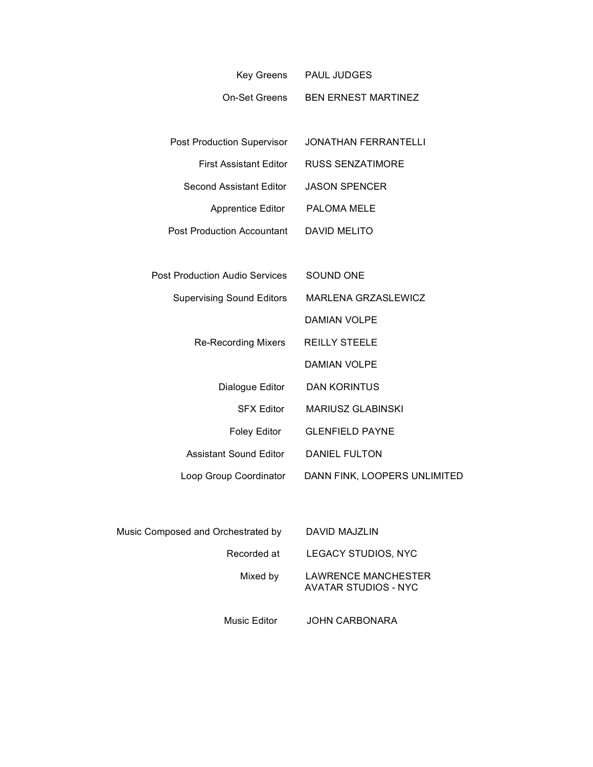| Role | Name |
|---|---|
| Key Greens | PAUL JUDGES |
| On-Set Greens | BEN ERNEST MARTINEZ |
| | |
| Post Production Supervisor | JONATHAN FERRANTELLI |
| First Assistant Editor | RUSS SENZATIMORE |
| Second Assistant Editor | JASON SPENCER |
| Apprentice Editor | PALOMA MELE |
| Post Production Accountant | DAVID MELITO |
| | |
| Post Production Audio Services | SOUND ONE |
| Supervising Sound Editors | MARLENA GRZASLEWICZ |
| | DAMIAN VOLPE |
| Re-Recording Mixers | REILLY STEELE |
| | DAMIAN VOLPE |
| Dialogue Editor | DAN KORINTUS |
| SFX Editor | MARIUSZ GLABINSKI |
| Foley Editor | GLENFIELD PAYNE |
| Assistant Sound Editor | DANIEL FULTON |
| Loop Group Coordinator | DANN FINK, LOOPERS UNLIMITED |
| | |
| Music Composed and Orchestrated by | DAVID MAJZLIN |
| Recorded at | LEGACY STUDIOS, NYC |
| Mixed by | LAWRENCE MANCHESTER<br>AVATAR STUDIOS - NYC |
| Music Editor | JOHN CARBONARA |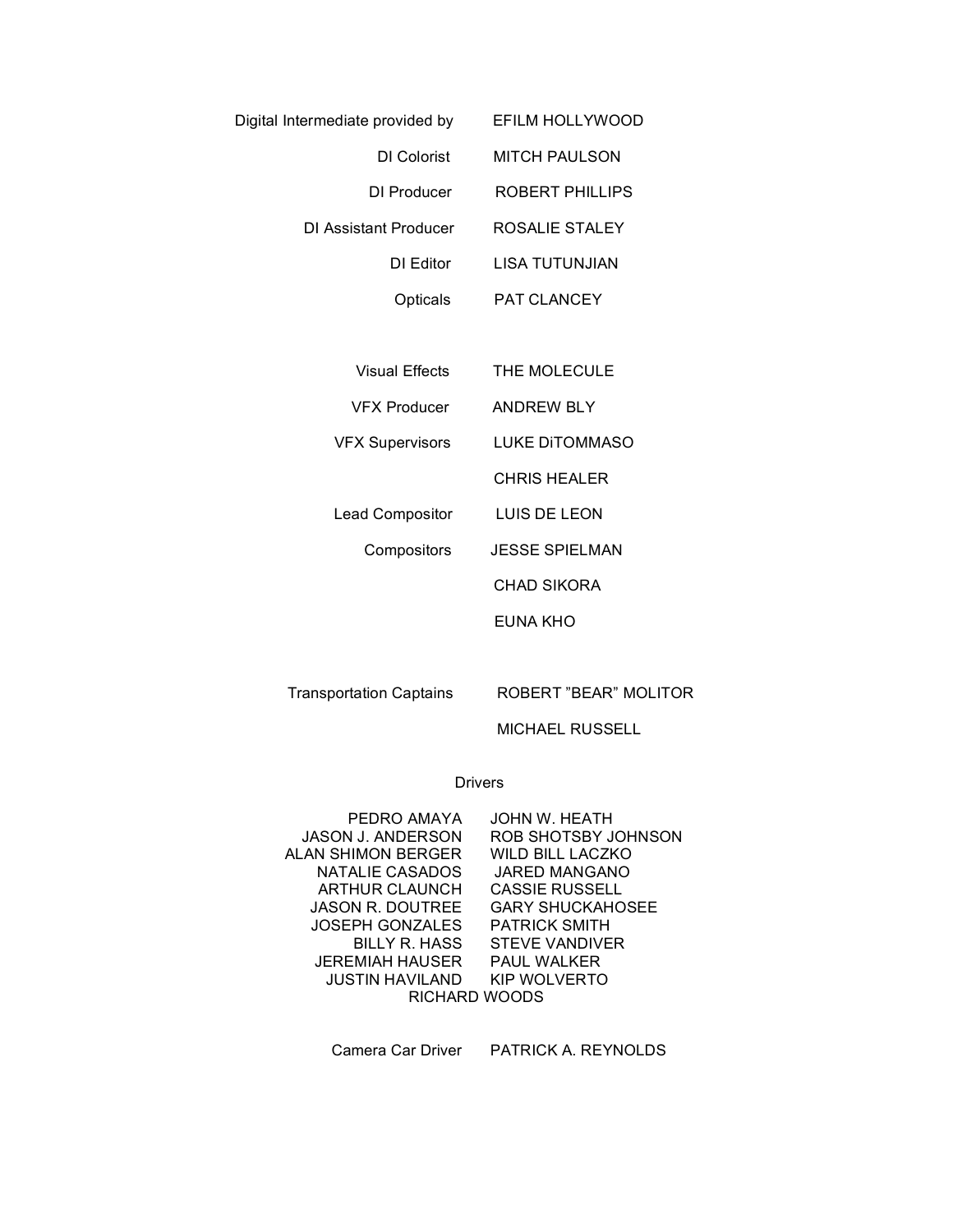Digital Intermediate provided by EFILM HOLLYWOOD

DI Colorist MITCH PAULSON

DI Producer ROBERT PHILLIPS

DI Assistant Producer ROSALIE STALEY

DI Editor LISA TUTUNJIAN

Opticals PAT CLANCEY

Visual Effects THE MOLECULE

VFX Producer ANDREW BLY

VFX Supervisors LUKE DiTOMMASO

CHRIS HEALER

Lead Compositor LUIS DE LEON

Compositors JESSE SPIELMAN

CHAD SIKORA

EUNA KHO

Transportation Captains ROBERT "BEAR" MOLITOR

MICHAEL RUSSELL

Drivers

PEDRO AMAYA
JASON J. ANDERSON
ALAN SHIMON BERGER
NATALIE CASADOS
ARTHUR CLAUNCH
JASON R. DOUTREE
JOSEPH GONZALES
BILLY R. HASS
JEREMIAH HAUSER
JUSTIN HAVILAND
JOHN W. HEATH
ROB SHOTSBY JOHNSON
WILD BILL LACZKO
JARED MANGANO
CASSIE RUSSELL
GARY SHUCKAHOSEE
PATRICK SMITH
STEVE VANDIVER
PAUL WALKER
KIP WOLVERTO
RICHARD WOODS

Camera Car Driver PATRICK A. REYNOLDS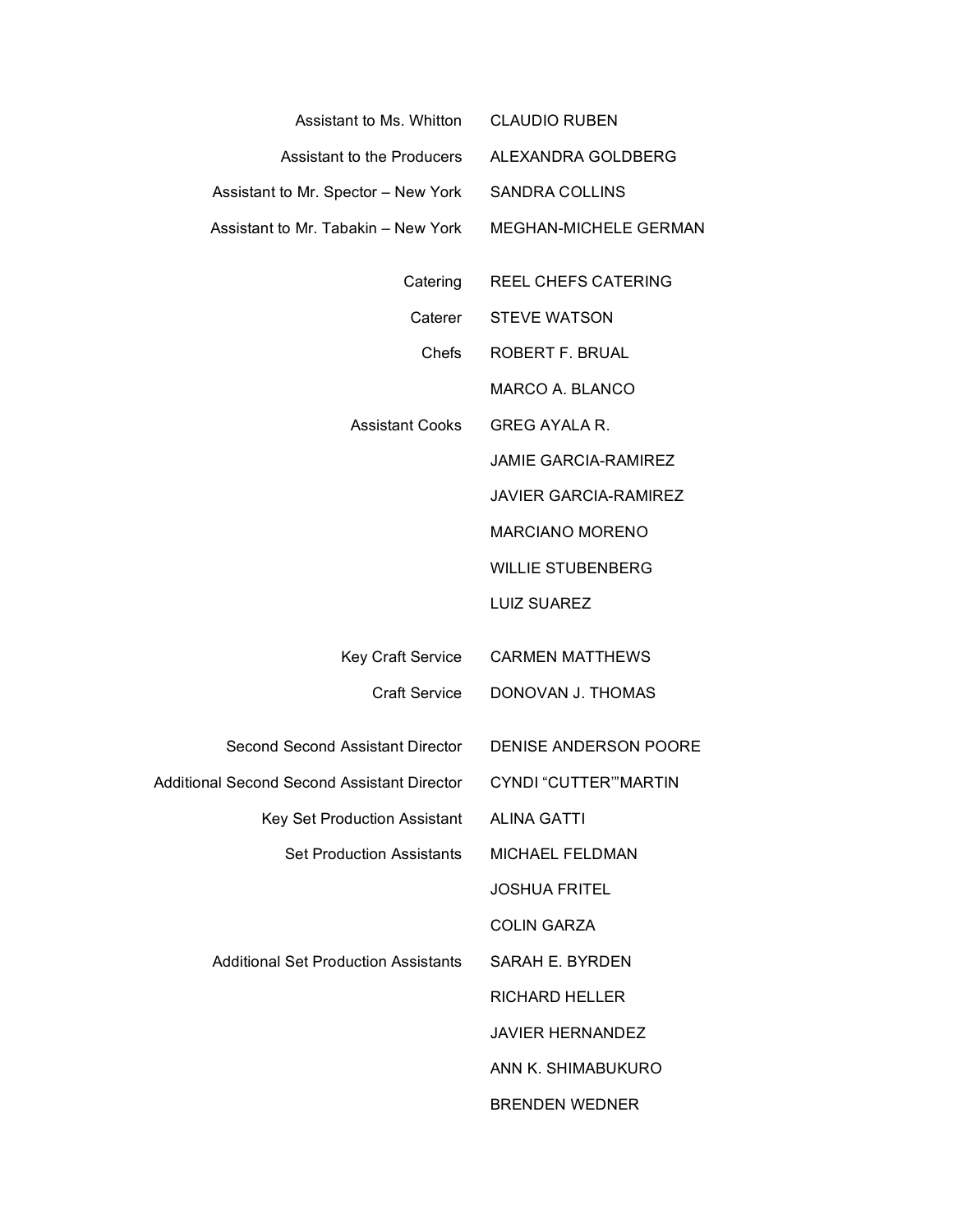| | |
|---|---|
| Assistant to Ms. Whitton | CLAUDIO RUBEN |
| Assistant to the Producers | ALEXANDRA GOLDBERG |
| Assistant to Mr. Spector – New York | SANDRA COLLINS |
| Assistant to Mr. Tabakin – New York | MEGHAN-MICHELE GERMAN |
| | |
| Catering | REEL CHEFS CATERING |
| Caterer | STEVE WATSON |
| Chefs | ROBERT F. BRUAL |
| | MARCO A. BLANCO |
| Assistant Cooks | GREG AYALA R. |
| | JAMIE GARCIA-RAMIREZ |
| | JAVIER GARCIA-RAMIREZ |
| | MARCIANO MORENO |
| | WILLIE STUBENBERG |
| | LUIZ SUAREZ |
| | |
| Key Craft Service | CARMEN MATTHEWS |
| Craft Service | DONOVAN J. THOMAS |
| | |
| Second Second Assistant Director | DENISE ANDERSON POORE |
| Additional Second Second Assistant Director | CYNDI "CUTTER'"MARTIN |
| Key Set Production Assistant | ALINA GATTI |
| Set Production Assistants | MICHAEL FELDMAN |
| | JOSHUA FRITEL |
| | COLIN GARZA |
| Additional Set Production Assistants | SARAH E. BYRDEN |
| | RICHARD HELLER |
| | JAVIER HERNANDEZ |
| | ANN K. SHIMABUKURO |
| | BRENDEN WEDNER |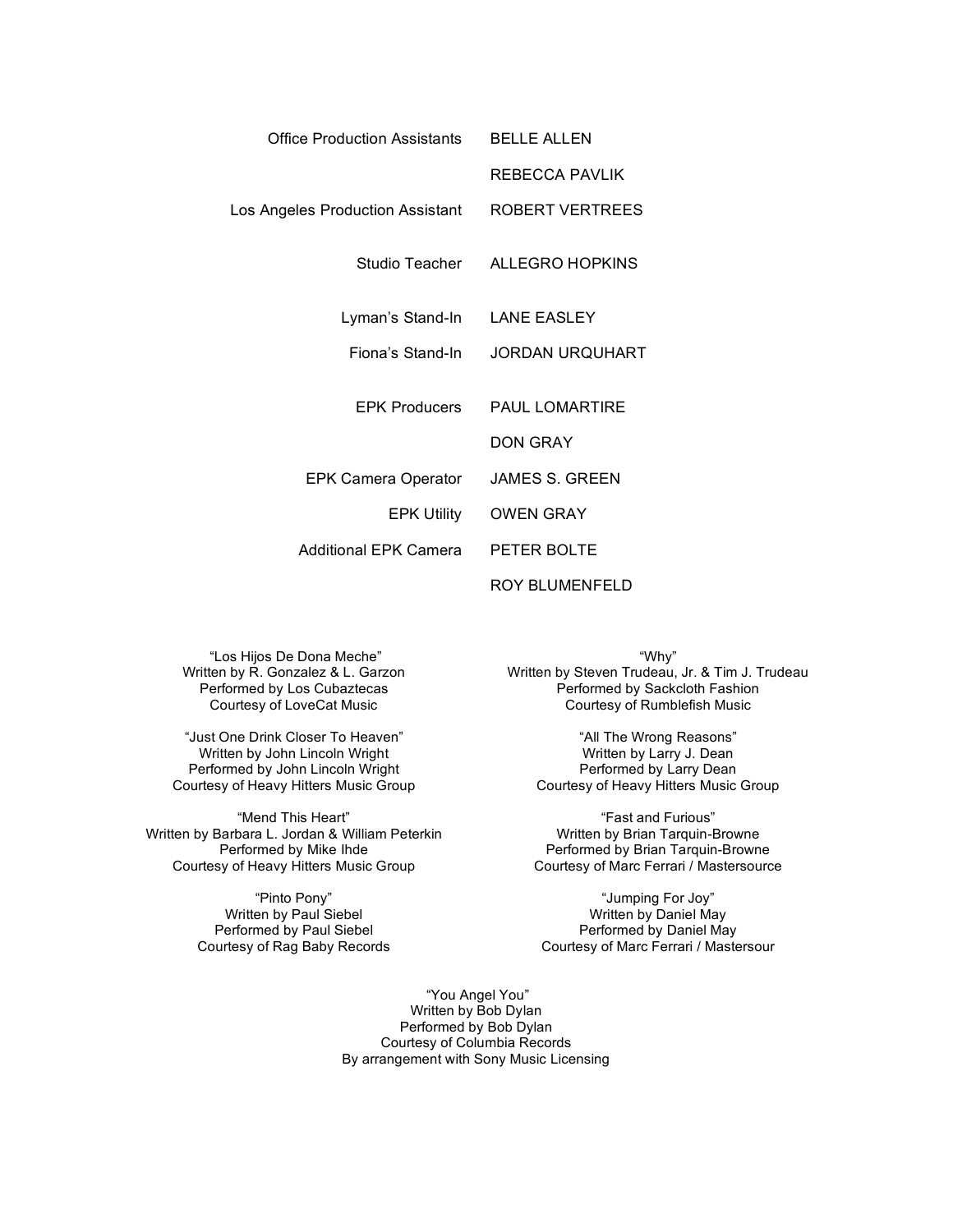| | |
|---|---|
| Office Production Assistants | BELLE ALLEN |
| | REBECCA PAVLIK |
| Los Angeles Production Assistant | ROBERT VERTREES |
| Studio Teacher | ALLEGRO HOPKINS |
| Lyman's Stand-In | LANE EASLEY |
| Fiona's Stand-In | JORDAN URQUHART |
| EPK Producers | PAUL LOMARTIRE |
| | DON GRAY |
| EPK Camera Operator | JAMES S. GREEN |
| EPK Utility | OWEN GRAY |
| Additional EPK Camera | PETER BOLTE |
| | ROY BLUMENFELD |

"Los Hijos De Dona Meche"
Written by R. Gonzalez & L. Garzon
Performed by Los Cubaztecas
Courtesy of LoveCat Music

"Just One Drink Closer To Heaven"
Written by John Lincoln Wright
Performed by John Lincoln Wright
Courtesy of Heavy Hitters Music Group

"Mend This Heart"
Written by Barbara L. Jordan & William Peterkin
Performed by Mike Ihde
Courtesy of Heavy Hitters Music Group

"Pinto Pony"
Written by Paul Siebel
Performed by Paul Siebel
Courtesy of Rag Baby Records

"Why"
Written by Steven Trudeau, Jr. & Tim J. Trudeau
Performed by Sackcloth Fashion
Courtesy of Rumblefish Music

"All The Wrong Reasons"
Written by Larry J. Dean
Performed by Larry Dean
Courtesy of Heavy Hitters Music Group

"Fast and Furious"
Written by Brian Tarquin-Browne
Performed by Brian Tarquin-Browne
Courtesy of Marc Ferrari / Mastersource

"Jumping For Joy"
Written by Daniel May
Performed by Daniel May
Courtesy of Marc Ferrari / Mastersour

"You Angel You"
Written by Bob Dylan
Performed by Bob Dylan
Courtesy of Columbia Records
By arrangement with Sony Music Licensing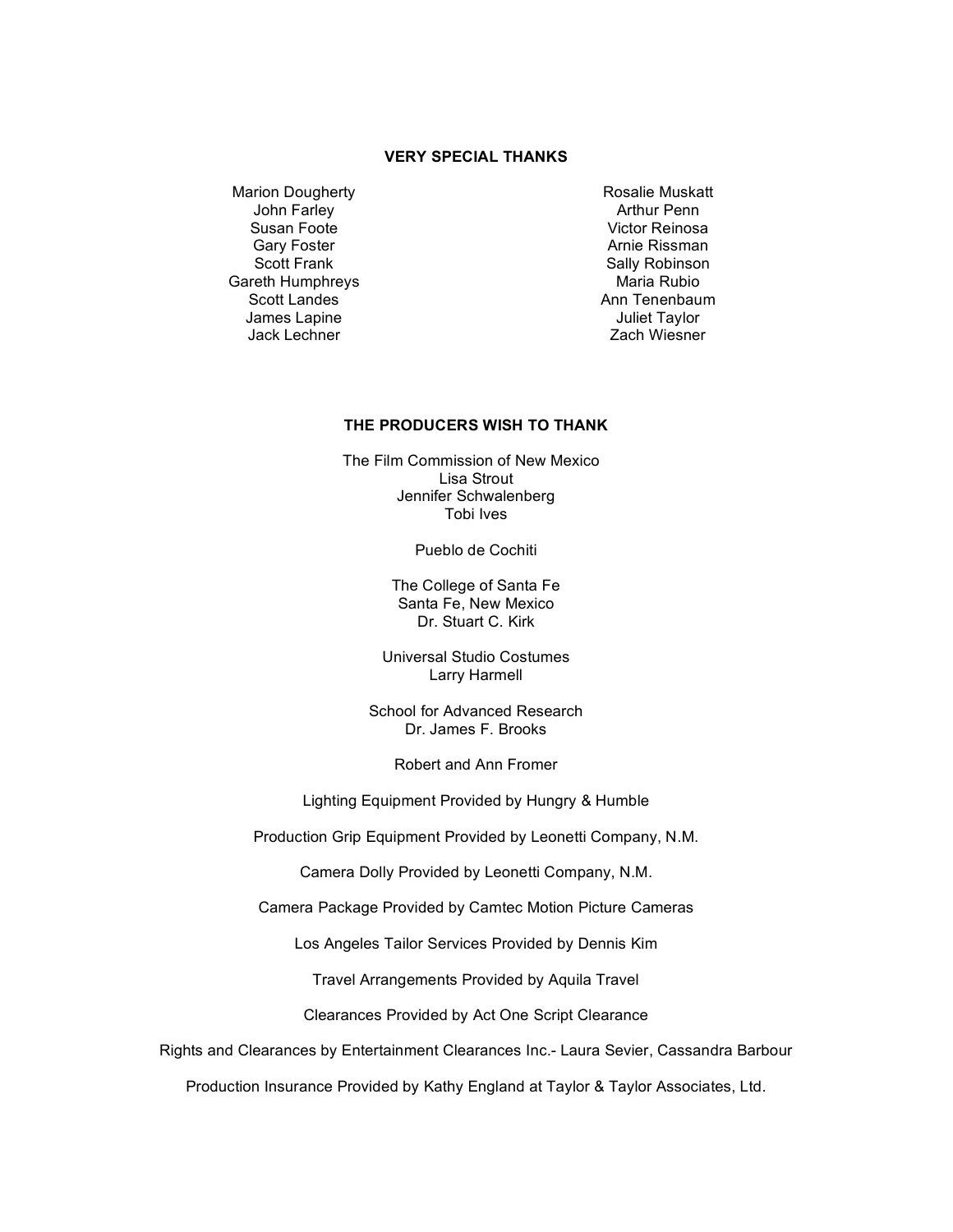**VERY SPECIAL THANKS**

Marion Dougherty
John Farley
Susan Foote
Gary Foster
Scott Frank
Gareth Humphreys
Scott Landes
James Lapine
Jack Lechner
Rosalie Muskatt
Arthur Penn
Victor Reinosa
Arnie Rissman
Sally Robinson
Maria Rubio
Ann Tenenbaum
Juliet Taylor
Zach Wiesner

**THE PRODUCERS WISH TO THANK**

The Film Commission of New Mexico
Lisa Strout
Jennifer Schwalenberg
Tobi Ives

Pueblo de Cochiti

The College of Santa Fe
Santa Fe, New Mexico
Dr. Stuart C. Kirk

Universal Studio Costumes
Larry Harmell

School for Advanced Research
Dr. James F. Brooks

Robert and Ann Fromer

Lighting Equipment Provided by Hungry & Humble

Production Grip Equipment Provided by Leonetti Company, N.M.

Camera Dolly Provided by Leonetti Company, N.M.

Camera Package Provided by Camtec Motion Picture Cameras

Los Angeles Tailor Services Provided by Dennis Kim

Travel Arrangements Provided by Aquila Travel

Clearances Provided by Act One Script Clearance

Rights and Clearances by Entertainment Clearances Inc.- Laura Sevier, Cassandra Barbour

Production Insurance Provided by Kathy England at Taylor & Taylor Associates, Ltd.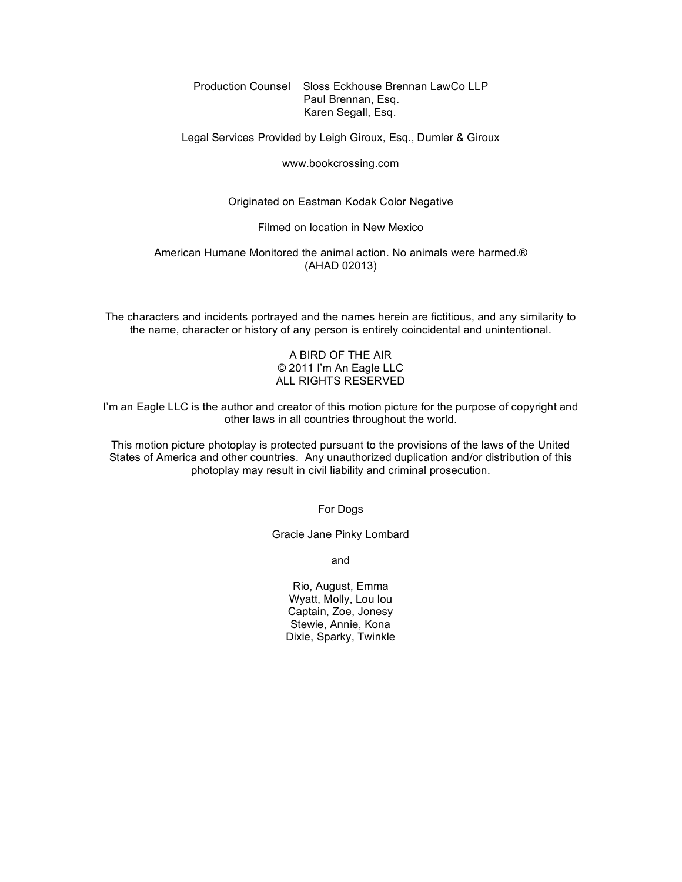Production Counsel Sloss Eckhouse Brennan LawCo LLP
Paul Brennan, Esq.
Karen Segall, Esq.

Legal Services Provided by Leigh Giroux, Esq., Dumler & Giroux

www.bookcrossing.com

Originated on Eastman Kodak Color Negative

Filmed on location in New Mexico

American Humane Monitored the animal action. No animals were harmed.®
(AHAD 02013)

The characters and incidents portrayed and the names herein are fictitious, and any similarity to the name, character or history of any person is entirely coincidental and unintentional.

A BIRD OF THE AIR
© 2011 I'm An Eagle LLC
ALL RIGHTS RESERVED

I'm an Eagle LLC is the author and creator of this motion picture for the purpose of copyright and other laws in all countries throughout the world.

This motion picture photoplay is protected pursuant to the provisions of the laws of the United States of America and other countries. Any unauthorized duplication and/or distribution of this photoplay may result in civil liability and criminal prosecution.

For Dogs

Gracie Jane Pinky Lombard

and

Rio, August, Emma
Wyatt, Molly, Lou lou
Captain, Zoe, Jonesy
Stewie, Annie, Kona
Dixie, Sparky, Twinkle